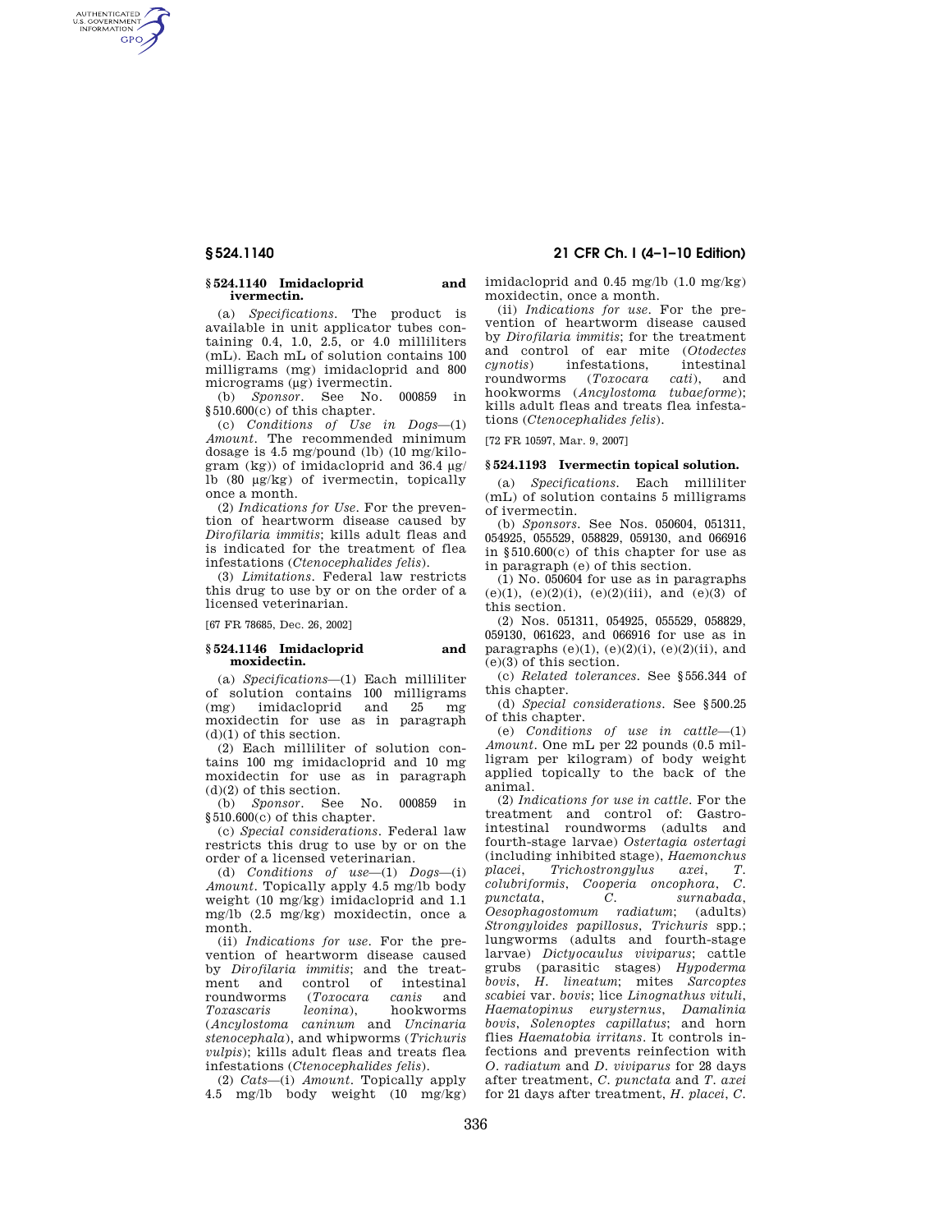### § 524.1140 Imidacloprid and ivermectin.

(a) *Specifications.* The product is available in unit applicator tubes containing 0.4, 1.0, 2.5, or 4.0 milliliters (mL). Each mL of solution contains 100 milligrams (mg) imidacloprid and 800 micrograms (µg) ivermectin.

(b) *Sponsor.* See No. 000859 in § 510.600(c) of this chapter.

(c) *Conditions of Use in Dogs*—(1) *Amount.* The recommended minimum dosage is 4.5 mg/pound (lb) (10 mg/kilogram (kg)) of imidacloprid and 36.4 µg/lb (80 µg/kg) of ivermectin, topically once a month.

(2) *Indications for Use.* For the prevention of heartworm disease caused by *Dirofilaria immitis*; kills adult fleas and is indicated for the treatment of flea infestations (*Ctenocephalides felis*).

(3) *Limitations.* Federal law restricts this drug to use by or on the order of a licensed veterinarian.

[67 FR 78685, Dec. 26, 2002]

### § 524.1146 Imidacloprid and moxidectin.

(a) *Specifications*—(1) Each milliliter of solution contains 100 milligrams (mg) imidacloprid and 25 mg moxidectin for use as in paragraph (d)(1) of this section.

(2) Each milliliter of solution contains 100 mg imidacloprid and 10 mg moxidectin for use as in paragraph (d)(2) of this section.

(b) *Sponsor.* See No. 000859 in § 510.600(c) of this chapter.

(c) *Special considerations.* Federal law restricts this drug to use by or on the order of a licensed veterinarian.

(d) *Conditions of use*—(1) *Dogs*—(i) *Amount.* Topically apply 4.5 mg/lb body weight (10 mg/kg) imidacloprid and 1.1 mg/lb (2.5 mg/kg) moxidectin, once a month.

(ii) *Indications for use.* For the prevention of heartworm disease caused by *Dirofilaria immitis*; and the treatment and control of intestinal roundworms (*Toxocara canis* and *Toxascaris leonina*), hookworms (*Ancylostoma caninum* and *Uncinaria stenocephala*), and whipworms (*Trichuris vulpis*); kills adult fleas and treats flea infestations (*Ctenocephalides felis*).

(2) *Cats*—(i) *Amount.* Topically apply 4.5 mg/lb body weight (10 mg/kg) imidacloprid and 0.45 mg/lb (1.0 mg/kg) moxidectin, once a month.

(ii) *Indications for use.* For the prevention of heartworm disease caused by *Dirofilaria immitis*; for the treatment and control of ear mite (*Otodectes cynotis*) infestations, intestinal roundworms (*Toxocara cati*), and hookworms (*Ancylostoma tubaeforme*); kills adult fleas and treats flea infestations (*Ctenocephalides felis*).

[72 FR 10597, Mar. 9, 2007]

### § 524.1193 Ivermectin topical solution.

(a) *Specifications.* Each milliliter (mL) of solution contains 5 milligrams of ivermectin.

(b) *Sponsors.* See Nos. 050604, 051311, 054925, 055529, 058829, 059130, and 066916 in § 510.600(c) of this chapter for use as in paragraph (e) of this section.

(1) No. 050604 for use as in paragraphs (e)(1), (e)(2)(i), (e)(2)(iii), and (e)(3) of this section.

(2) Nos. 051311, 054925, 055529, 058829, 059130, 061623, and 066916 for use as in paragraphs (e)(1), (e)(2)(i), (e)(2)(ii), and (e)(3) of this section.

(c) *Related tolerances.* See § 556.344 of this chapter.

(d) *Special considerations.* See § 500.25 of this chapter.

(e) *Conditions of use in cattle*—(1) *Amount.* One mL per 22 pounds (0.5 milligram per kilogram) of body weight applied topically to the back of the animal.

(2) *Indications for use in cattle.* For the treatment and control of: Gastrointestinal roundworms (adults and fourth-stage larvae) *Ostertagia ostertagi* (including inhibited stage), *Haemonchus placei*, *Trichostrongylus axei*, *T. colubriformis*, *Cooperia oncophora*, *C. punctata*, *C. surnabada*, *Oesophagostomum radiatum*; (adults) *Strongyloides papillosus*, *Trichuris* spp.; lungworms (adults and fourth-stage larvae) *Dictyocaulus viviparus*; cattle grubs (parasitic stages) *Hypoderma bovis*, *H. lineatum*; mites *Sarcoptes scabiei* var. *bovis*; lice *Linognathus vituli*, *Haematopinus eurysternus*, *Damalinia bovis*, *Solenoptes capillatus*; and horn flies *Haematobia irritans*. It controls infections and prevents reinfection with *O. radiatum* and *D. viviparus* for 28 days after treatment, *C. punctata* and *T. axei* for 21 days after treatment, *H. placei*, *C.*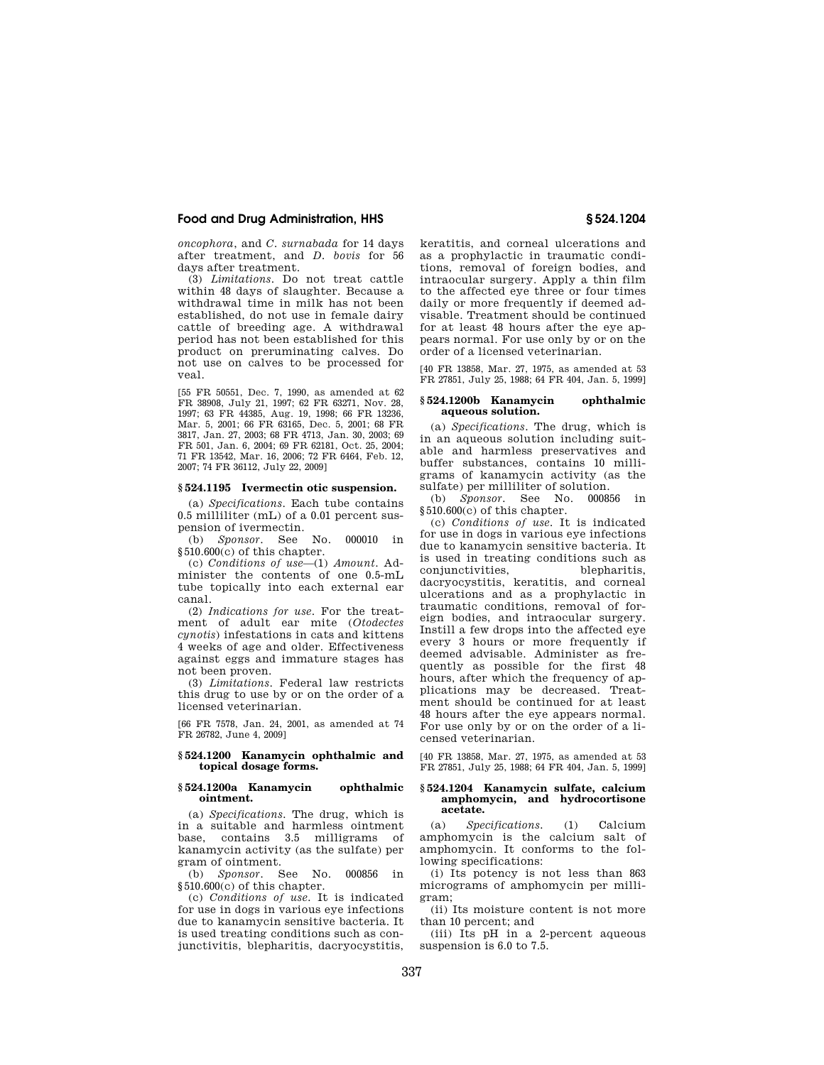*oncophora*, and *C. surnabada* for 14 days after treatment, and *D. bovis* for 56 days after treatment.

(3) *Limitations.* Do not treat cattle within 48 days of slaughter. Because a withdrawal time in milk has not been established, do not use in female dairy cattle of breeding age. A withdrawal period has not been established for this product on preruminating calves. Do not use on calves to be processed for veal.

[55 FR 50551, Dec. 7, 1990, as amended at 62 FR 38908, July 21, 1997; 62 FR 63271, Nov. 28, 1997; 63 FR 44385, Aug. 19, 1998; 66 FR 13236, Mar. 5, 2001; 66 FR 63165, Dec. 5, 2001; 68 FR 3817, Jan. 27, 2003; 68 FR 4713, Jan. 30, 2003; 69 FR 501, Jan. 6, 2004; 69 FR 62181, Oct. 25, 2004; 71 FR 13542, Mar. 16, 2006; 72 FR 6464, Feb. 12, 2007; 74 FR 36112, July 22, 2009]

### § 524.1195 Ivermectin otic suspension.

(a) *Specifications.* Each tube contains 0.5 milliliter (mL) of a 0.01 percent suspension of ivermectin.

(b) *Sponsor.* See No. 000010 in §510.600(c) of this chapter.

(c) *Conditions of use*—(1) *Amount.* Administer the contents of one 0.5-mL tube topically into each external ear canal.

(2) *Indications for use.* For the treatment of adult ear mite (*Otodectes cynotis*) infestations in cats and kittens 4 weeks of age and older. Effectiveness against eggs and immature stages has not been proven.

(3) *Limitations.* Federal law restricts this drug to use by or on the order of a licensed veterinarian.

[66 FR 7578, Jan. 24, 2001, as amended at 74 FR 26782, June 4, 2009]

### § 524.1200 Kanamycin ophthalmic and topical dosage forms.

### § 524.1200a Kanamycin ophthalmic ointment.

(a) *Specifications.* The drug, which is in a suitable and harmless ointment base, contains 3.5 milligrams of kanamycin activity (as the sulfate) per gram of ointment.

(b) *Sponsor.* See No. 000856 in §510.600(c) of this chapter.

(c) *Conditions of use.* It is indicated for use in dogs in various eye infections due to kanamycin sensitive bacteria. It is used treating conditions such as conjunctivitis, blepharitis, dacryocystitis, keratitis, and corneal ulcerations and as a prophylactic in traumatic conditions, removal of foreign bodies, and intraocular surgery. Apply a thin film to the affected eye three or four times daily or more frequently if deemed advisable. Treatment should be continued for at least 48 hours after the eye appears normal. For use only by or on the order of a licensed veterinarian.

[40 FR 13858, Mar. 27, 1975, as amended at 53 FR 27851, July 25, 1988; 64 FR 404, Jan. 5, 1999]

### § 524.1200b Kanamycin ophthalmic aqueous solution.

(a) *Specifications.* The drug, which is in an aqueous solution including suitable and harmless preservatives and buffer substances, contains 10 milligrams of kanamycin activity (as the sulfate) per milliliter of solution.

(b) *Sponsor.* See No. 000856 in §510.600(c) of this chapter.

(c) *Conditions of use.* It is indicated for use in dogs in various eye infections due to kanamycin sensitive bacteria. It is used in treating conditions such as conjunctivities, blepharitis, dacryocystitis, keratitis, and corneal ulcerations and as a prophylactic in traumatic conditions, removal of foreign bodies, and intraocular surgery. Instill a few drops into the affected eye every 3 hours or more frequently if deemed advisable. Administer as frequently as possible for the first 48 hours, after which the frequency of applications may be decreased. Treatment should be continued for at least 48 hours after the eye appears normal. For use only by or on the order of a licensed veterinarian.

[40 FR 13858, Mar. 27, 1975, as amended at 53 FR 27851, July 25, 1988; 64 FR 404, Jan. 5, 1999]

### § 524.1204 Kanamycin sulfate, calcium amphomycin, and hydrocortisone acetate.

(a) *Specifications.* (1) Calcium amphomycin is the calcium salt of amphomycin. It conforms to the following specifications:

(i) Its potency is not less than 863 micrograms of amphomycin per milligram;

(ii) Its moisture content is not more than 10 percent; and

(iii) Its pH in a 2-percent aqueous suspension is 6.0 to 7.5.